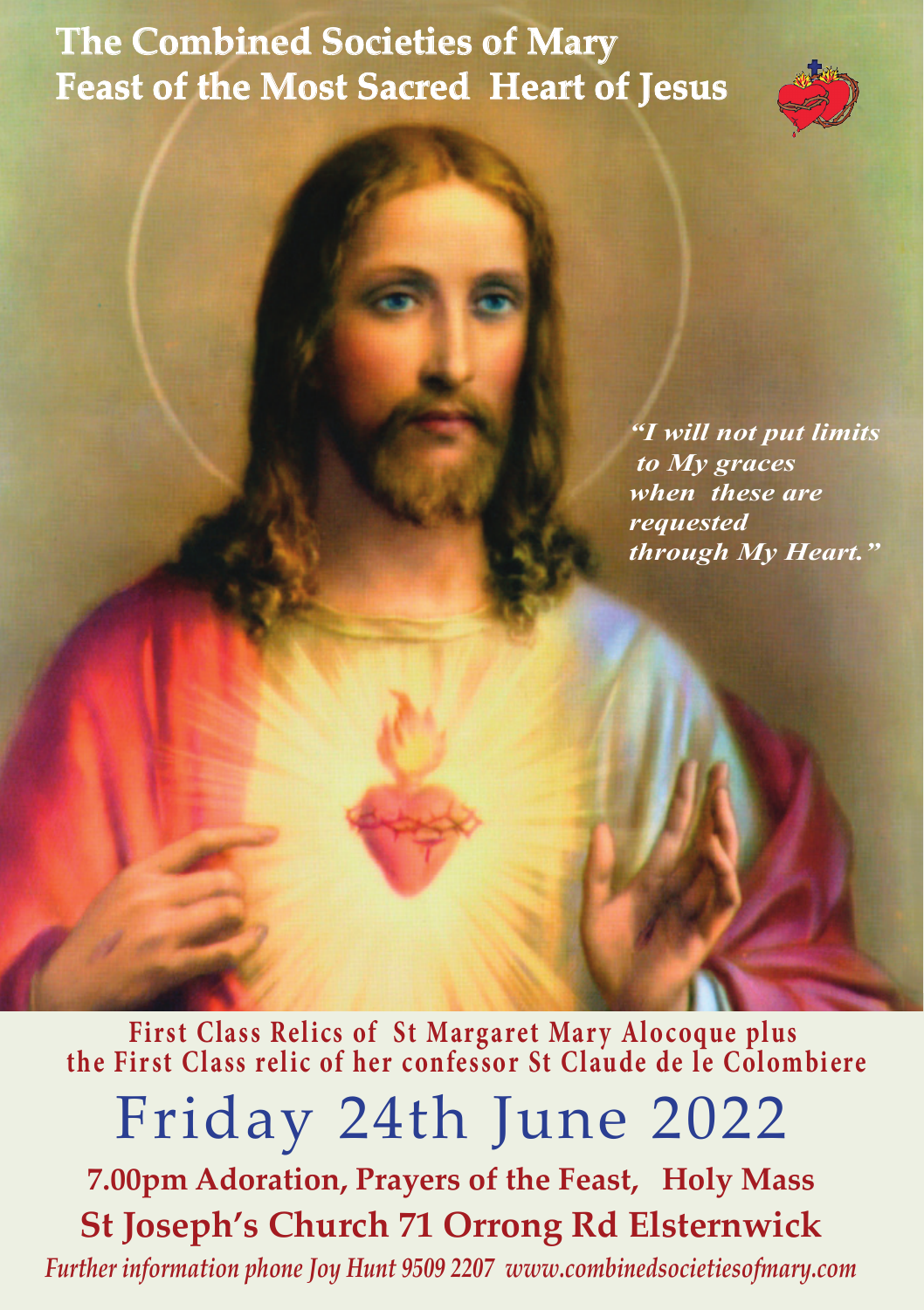# The Combined Societies of Mary
# Feast of the Most Sacred Heart of Jesus

***"I will not put limits to My graces when these are requested through My Heart."***

**First Class Relics of St Margaret Mary Alocoque plus the First Class relic of her confessor St Claude de le Colombiere**

## Friday 24th June 2022

**7.00pm Adoration, Prayers of the Feast, Holy Mass**

**St Joseph's Church 71 Orrong Rd Elsternwick**

*Further information phone Joy Hunt 9509 2207 www.combinedsocietiesofmary.com*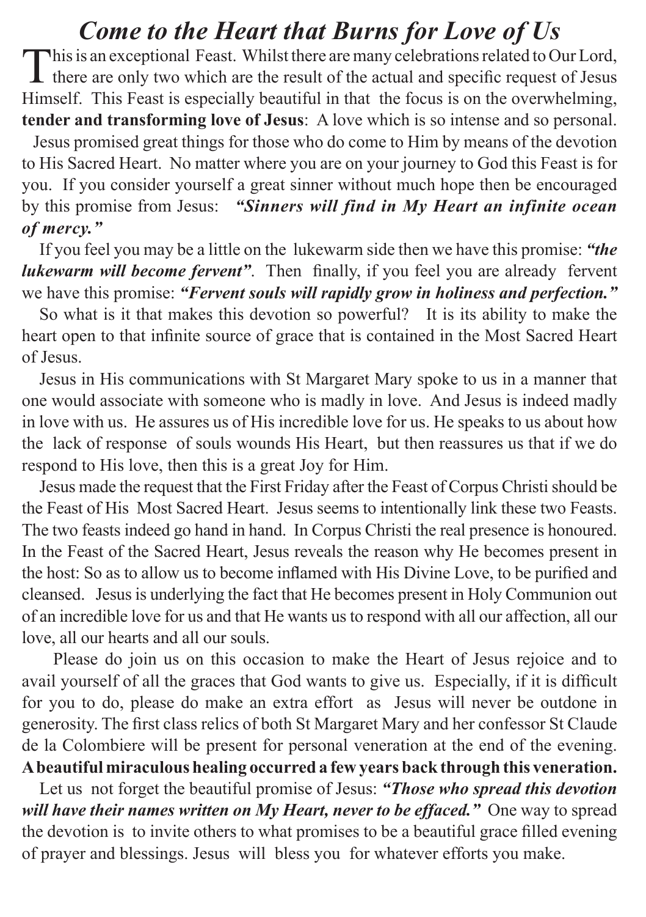# *Come to the Heart that Burns for Love of Us*

This is an exceptional Feast. Whilst there are many celebrations related to Our Lord, there are only two which are the result of the actual and specific request of Jesus Himself. This Feast is especially beautiful in that the focus is on the overwhelming, **tender and transforming love of Jesus**: A love which is so intense and so personal.

Jesus promised great things for those who do come to Him by means of the devotion to His Sacred Heart. No matter where you are on your journey to God this Feast is for you. If you consider yourself a great sinner without much hope then be encouraged by this promise from Jesus: ***"Sinners will find in My Heart an infinite ocean of mercy."***

If you feel you may be a little on the lukewarm side then we have this promise: ***"the lukewarm will become fervent"***. Then finally, if you feel you are already fervent we have this promise: ***"Fervent souls will rapidly grow in holiness and perfection."***

So what is it that makes this devotion so powerful? It is its ability to make the heart open to that infinite source of grace that is contained in the Most Sacred Heart of Jesus.

Jesus in His communications with St Margaret Mary spoke to us in a manner that one would associate with someone who is madly in love. And Jesus is indeed madly in love with us. He assures us of His incredible love for us. He speaks to us about how the lack of response of souls wounds His Heart, but then reassures us that if we do respond to His love, then this is a great Joy for Him.

Jesus made the request that the First Friday after the Feast of Corpus Christi should be the Feast of His Most Sacred Heart. Jesus seems to intentionally link these two Feasts. The two feasts indeed go hand in hand. In Corpus Christi the real presence is honoured. In the Feast of the Sacred Heart, Jesus reveals the reason why He becomes present in the host: So as to allow us to become inflamed with His Divine Love, to be purified and cleansed. Jesus is underlying the fact that He becomes present in Holy Communion out of an incredible love for us and that He wants us to respond with all our affection, all our love, all our hearts and all our souls.

Please do join us on this occasion to make the Heart of Jesus rejoice and to avail yourself of all the graces that God wants to give us. Especially, if it is difficult for you to do, please do make an extra effort as Jesus will never be outdone in generosity. The first class relics of both St Margaret Mary and her confessor St Claude de la Colombiere will be present for personal veneration at the end of the evening. **A beautiful miraculous healing occurred a few years back through this veneration.**

Let us not forget the beautiful promise of Jesus: ***"Those who spread this devotion will have their names written on My Heart, never to be effaced."*** One way to spread the devotion is to invite others to what promises to be a beautiful grace filled evening of prayer and blessings. Jesus will bless you for whatever efforts you make.